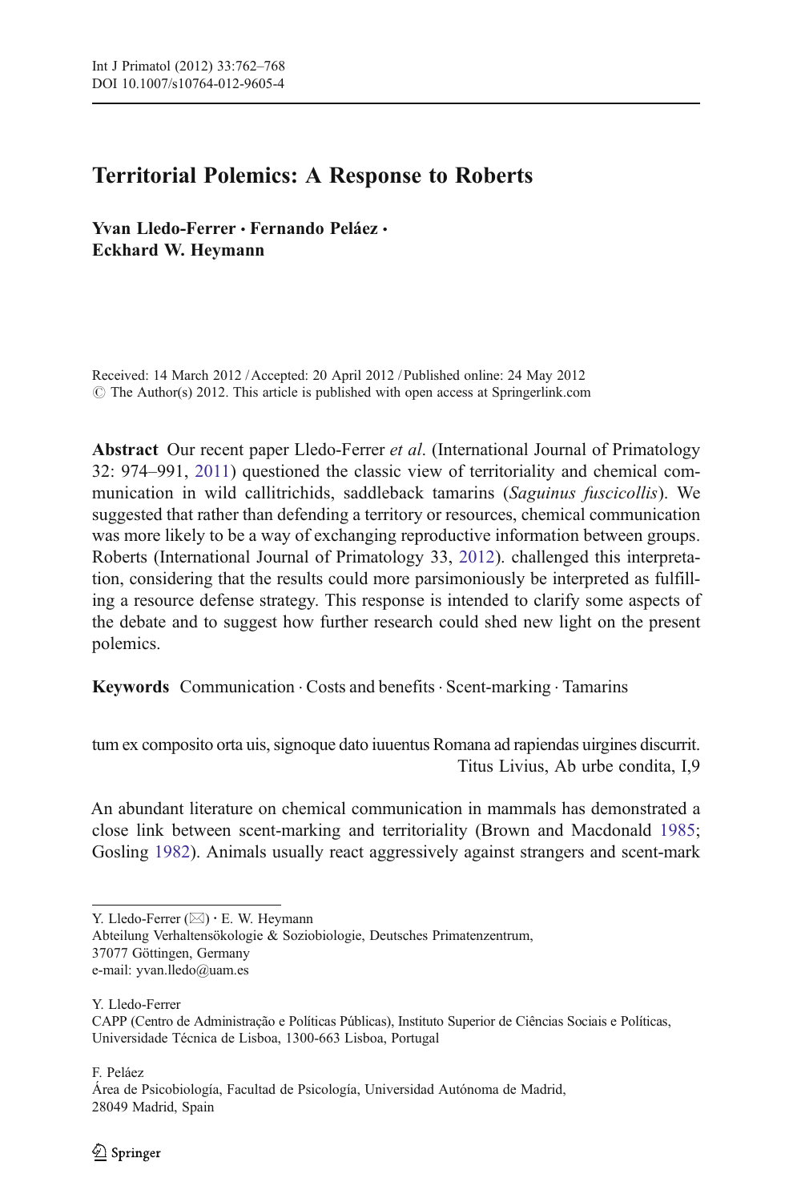# Territorial Polemics: A Response to Roberts

**Yvan Lledo-Ferrer · Fernando Peláez · Eckhard W. Heymann**

Received: 14 March 2012 / Accepted: 20 April 2012 / Published online: 24 May 2012
© The Author(s) 2012. This article is published with open access at Springerlink.com

**Abstract** Our recent paper Lledo-Ferrer *et al*. (International Journal of Primatology 32: 974–991, 2011) questioned the classic view of territoriality and chemical communication in wild callitrichids, saddleback tamarins (*Saguinus fuscicollis*). We suggested that rather than defending a territory or resources, chemical communication was more likely to be a way of exchanging reproductive information between groups. Roberts (International Journal of Primatology 33, 2012). challenged this interpretation, considering that the results could more parsimoniously be interpreted as fulfilling a resource defense strategy. This response is intended to clarify some aspects of the debate and to suggest how further research could shed new light on the present polemics.

**Keywords** Communication · Costs and benefits · Scent-marking · Tamarins

tum ex composito orta uis, signoque dato iuuentus Romana ad rapiendas uirgines discurrit.
Titus Livius, Ab urbe condita, I,9

An abundant literature on chemical communication in mammals has demonstrated a close link between scent-marking and territoriality (Brown and Macdonald 1985; Gosling 1982). Animals usually react aggressively against strangers and scent-mark

---

Y. Lledo-Ferrer (✉) · E. W. Heymann
Abteilung Verhaltensökologie & Soziobiologie, Deutsches Primatenzentrum,
37077 Göttingen, Germany
e-mail: yvan.lledo@uam.es

Y. Lledo-Ferrer
CAPP (Centro de Administração e Políticas Públicas), Instituto Superior de Ciências Sociais e Políticas, Universidade Técnica de Lisboa, 1300-663 Lisboa, Portugal

F. Peláez
Área de Psicobiología, Facultad de Psicología, Universidad Autónoma de Madrid,
28049 Madrid, Spain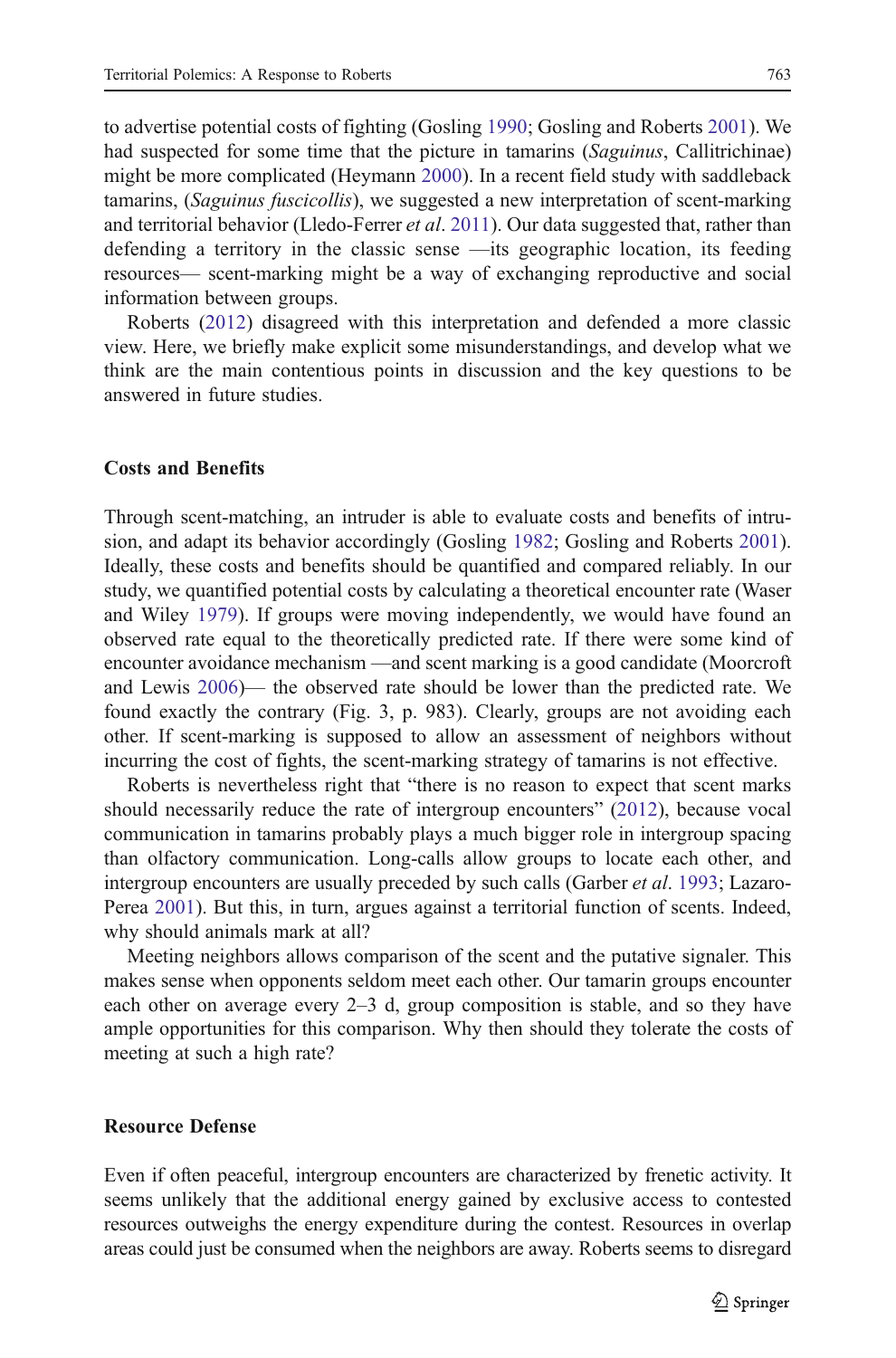to advertise potential costs of fighting (Gosling 1990; Gosling and Roberts 2001). We had suspected for some time that the picture in tamarins (*Saguinus*, Callitrichinae) might be more complicated (Heymann 2000). In a recent field study with saddleback tamarins, (*Saguinus fuscicollis*), we suggested a new interpretation of scent-marking and territorial behavior (Lledo-Ferrer *et al*. 2011). Our data suggested that, rather than defending a territory in the classic sense —its geographic location, its feeding resources— scent-marking might be a way of exchanging reproductive and social information between groups.

Roberts (2012) disagreed with this interpretation and defended a more classic view. Here, we briefly make explicit some misunderstandings, and develop what we think are the main contentious points in discussion and the key questions to be answered in future studies.

## Costs and Benefits

Through scent-matching, an intruder is able to evaluate costs and benefits of intrusion, and adapt its behavior accordingly (Gosling 1982; Gosling and Roberts 2001). Ideally, these costs and benefits should be quantified and compared reliably. In our study, we quantified potential costs by calculating a theoretical encounter rate (Waser and Wiley 1979). If groups were moving independently, we would have found an observed rate equal to the theoretically predicted rate. If there were some kind of encounter avoidance mechanism —and scent marking is a good candidate (Moorcroft and Lewis 2006)— the observed rate should be lower than the predicted rate. We found exactly the contrary (Fig. 3, p. 983). Clearly, groups are not avoiding each other. If scent-marking is supposed to allow an assessment of neighbors without incurring the cost of fights, the scent-marking strategy of tamarins is not effective.

Roberts is nevertheless right that "there is no reason to expect that scent marks should necessarily reduce the rate of intergroup encounters" (2012), because vocal communication in tamarins probably plays a much bigger role in intergroup spacing than olfactory communication. Long-calls allow groups to locate each other, and intergroup encounters are usually preceded by such calls (Garber *et al*. 1993; Lazaro-Perea 2001). But this, in turn, argues against a territorial function of scents. Indeed, why should animals mark at all?

Meeting neighbors allows comparison of the scent and the putative signaler. This makes sense when opponents seldom meet each other. Our tamarin groups encounter each other on average every 2–3 d, group composition is stable, and so they have ample opportunities for this comparison. Why then should they tolerate the costs of meeting at such a high rate?

## Resource Defense

Even if often peaceful, intergroup encounters are characterized by frenetic activity. It seems unlikely that the additional energy gained by exclusive access to contested resources outweighs the energy expenditure during the contest. Resources in overlap areas could just be consumed when the neighbors are away. Roberts seems to disregard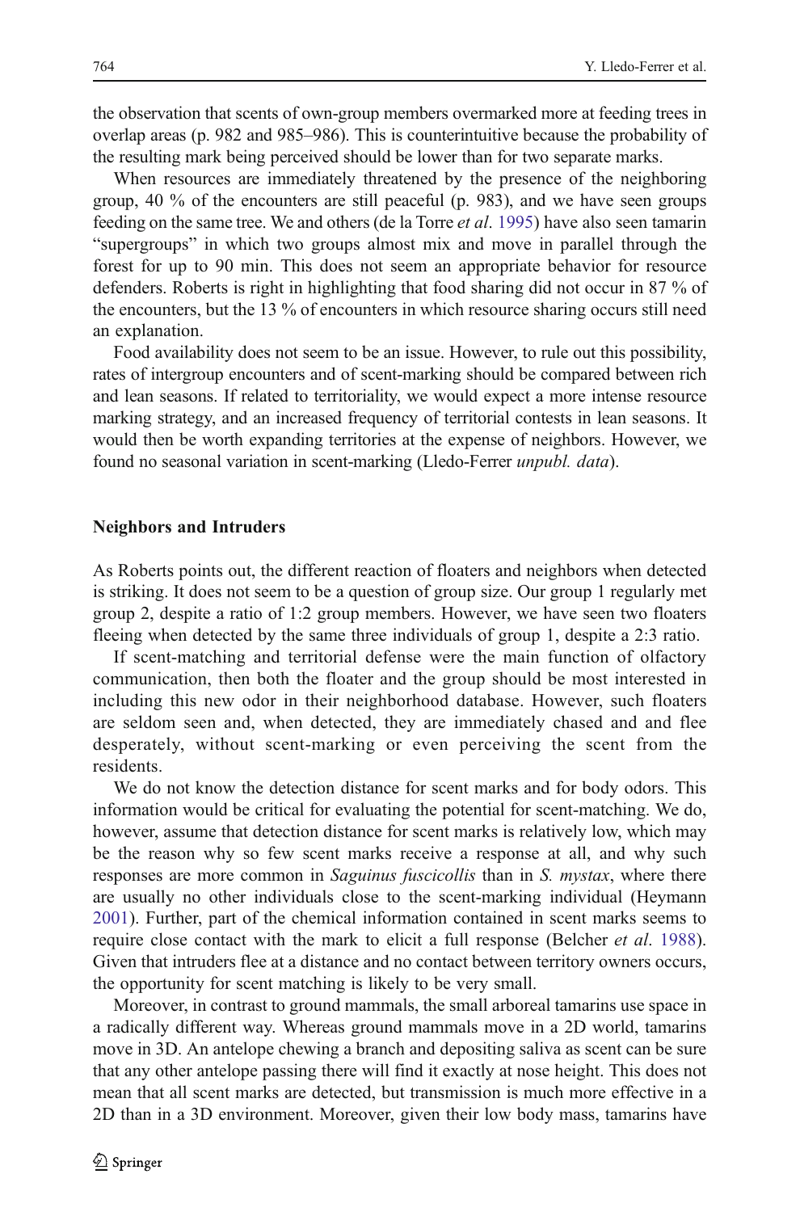the observation that scents of own-group members overmarked more at feeding trees in overlap areas (p. 982 and 985–986). This is counterintuitive because the probability of the resulting mark being perceived should be lower than for two separate marks.

When resources are immediately threatened by the presence of the neighboring group, 40 % of the encounters are still peaceful (p. 983), and we have seen groups feeding on the same tree. We and others (de la Torre *et al*. 1995) have also seen tamarin "supergroups" in which two groups almost mix and move in parallel through the forest for up to 90 min. This does not seem an appropriate behavior for resource defenders. Roberts is right in highlighting that food sharing did not occur in 87 % of the encounters, but the 13 % of encounters in which resource sharing occurs still need an explanation.

Food availability does not seem to be an issue. However, to rule out this possibility, rates of intergroup encounters and of scent-marking should be compared between rich and lean seasons. If related to territoriality, we would expect a more intense resource marking strategy, and an increased frequency of territorial contests in lean seasons. It would then be worth expanding territories at the expense of neighbors. However, we found no seasonal variation in scent-marking (Lledo-Ferrer *unpubl. data*).

## Neighbors and Intruders

As Roberts points out, the different reaction of floaters and neighbors when detected is striking. It does not seem to be a question of group size. Our group 1 regularly met group 2, despite a ratio of 1:2 group members. However, we have seen two floaters fleeing when detected by the same three individuals of group 1, despite a 2:3 ratio.

If scent-matching and territorial defense were the main function of olfactory communication, then both the floater and the group should be most interested in including this new odor in their neighborhood database. However, such floaters are seldom seen and, when detected, they are immediately chased and and flee desperately, without scent-marking or even perceiving the scent from the residents.

We do not know the detection distance for scent marks and for body odors. This information would be critical for evaluating the potential for scent-matching. We do, however, assume that detection distance for scent marks is relatively low, which may be the reason why so few scent marks receive a response at all, and why such responses are more common in *Saguinus fuscicollis* than in *S. mystax*, where there are usually no other individuals close to the scent-marking individual (Heymann 2001). Further, part of the chemical information contained in scent marks seems to require close contact with the mark to elicit a full response (Belcher *et al*. 1988). Given that intruders flee at a distance and no contact between territory owners occurs, the opportunity for scent matching is likely to be very small.

Moreover, in contrast to ground mammals, the small arboreal tamarins use space in a radically different way. Whereas ground mammals move in a 2D world, tamarins move in 3D. An antelope chewing a branch and depositing saliva as scent can be sure that any other antelope passing there will find it exactly at nose height. This does not mean that all scent marks are detected, but transmission is much more effective in a 2D than in a 3D environment. Moreover, given their low body mass, tamarins have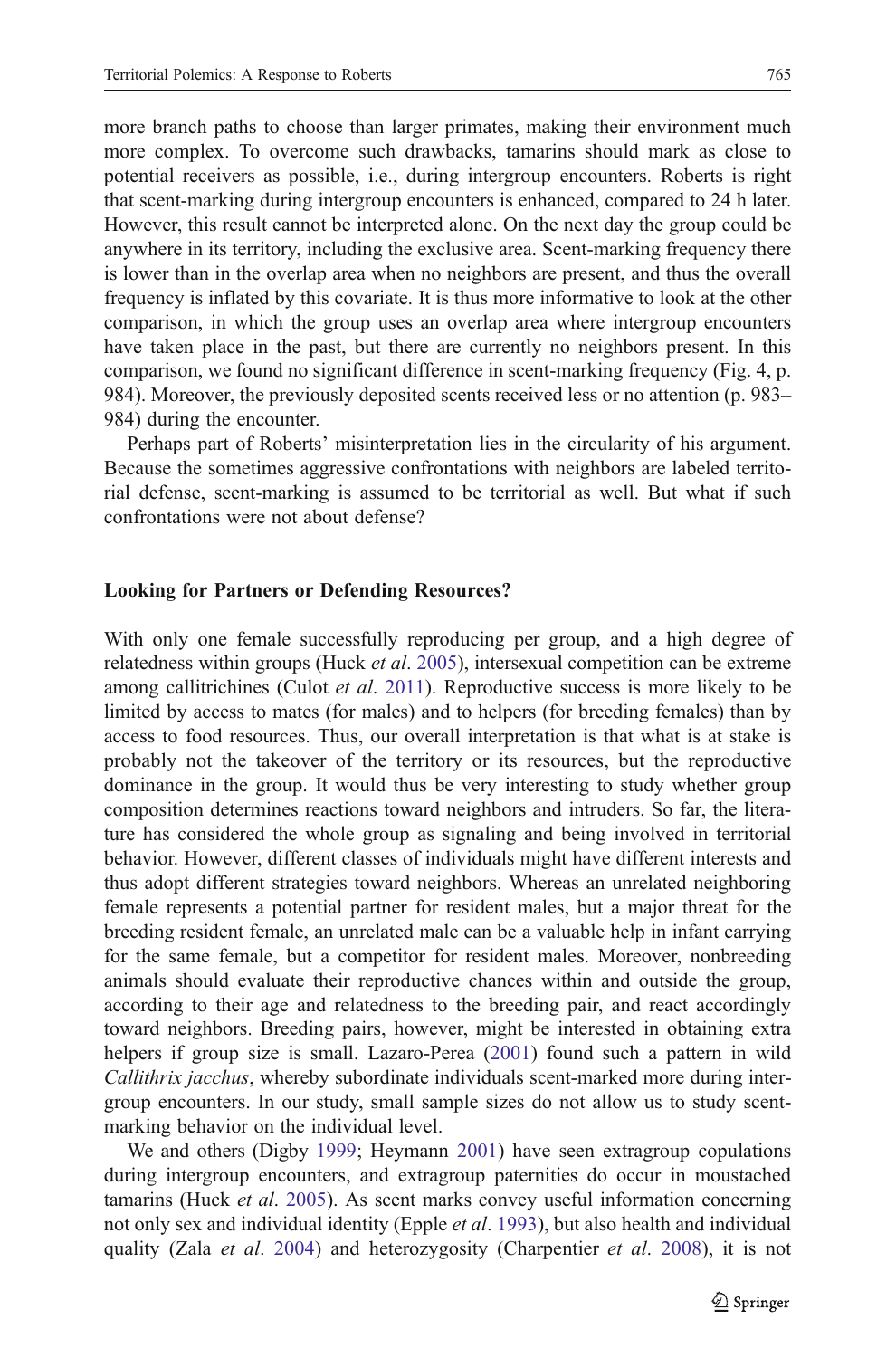more branch paths to choose than larger primates, making their environment much more complex. To overcome such drawbacks, tamarins should mark as close to potential receivers as possible, i.e., during intergroup encounters. Roberts is right that scent-marking during intergroup encounters is enhanced, compared to 24 h later. However, this result cannot be interpreted alone. On the next day the group could be anywhere in its territory, including the exclusive area. Scent-marking frequency there is lower than in the overlap area when no neighbors are present, and thus the overall frequency is inflated by this covariate. It is thus more informative to look at the other comparison, in which the group uses an overlap area where intergroup encounters have taken place in the past, but there are currently no neighbors present. In this comparison, we found no significant difference in scent-marking frequency (Fig. 4, p. 984). Moreover, the previously deposited scents received less or no attention (p. 983–984) during the encounter.

Perhaps part of Roberts' misinterpretation lies in the circularity of his argument. Because the sometimes aggressive confrontations with neighbors are labeled territorial defense, scent-marking is assumed to be territorial as well. But what if such confrontations were not about defense?

## Looking for Partners or Defending Resources?

With only one female successfully reproducing per group, and a high degree of relatedness within groups (Huck *et al*. 2005), intersexual competition can be extreme among callitrichines (Culot *et al*. 2011). Reproductive success is more likely to be limited by access to mates (for males) and to helpers (for breeding females) than by access to food resources. Thus, our overall interpretation is that what is at stake is probably not the takeover of the territory or its resources, but the reproductive dominance in the group. It would thus be very interesting to study whether group composition determines reactions toward neighbors and intruders. So far, the literature has considered the whole group as signaling and being involved in territorial behavior. However, different classes of individuals might have different interests and thus adopt different strategies toward neighbors. Whereas an unrelated neighboring female represents a potential partner for resident males, but a major threat for the breeding resident female, an unrelated male can be a valuable help in infant carrying for the same female, but a competitor for resident males. Moreover, nonbreeding animals should evaluate their reproductive chances within and outside the group, according to their age and relatedness to the breeding pair, and react accordingly toward neighbors. Breeding pairs, however, might be interested in obtaining extra helpers if group size is small. Lazaro-Perea (2001) found such a pattern in wild *Callithrix jacchus*, whereby subordinate individuals scent-marked more during intergroup encounters. In our study, small sample sizes do not allow us to study scent-marking behavior on the individual level.

We and others (Digby 1999; Heymann 2001) have seen extragroup copulations during intergroup encounters, and extragroup paternities do occur in moustached tamarins (Huck *et al*. 2005). As scent marks convey useful information concerning not only sex and individual identity (Epple *et al*. 1993), but also health and individual quality (Zala *et al*. 2004) and heterozygosity (Charpentier *et al*. 2008), it is not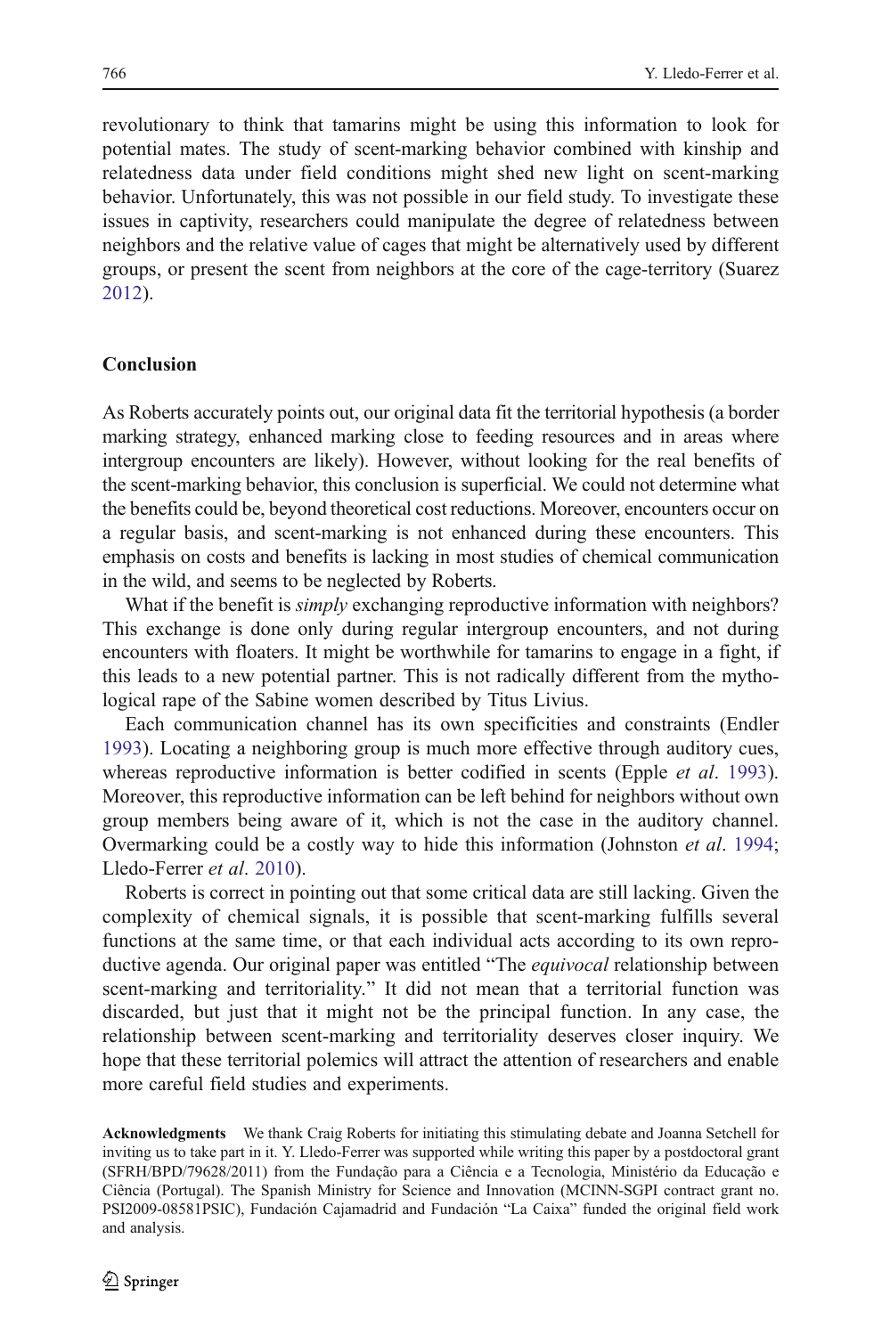revolutionary to think that tamarins might be using this information to look for potential mates. The study of scent-marking behavior combined with kinship and relatedness data under field conditions might shed new light on scent-marking behavior. Unfortunately, this was not possible in our field study. To investigate these issues in captivity, researchers could manipulate the degree of relatedness between neighbors and the relative value of cages that might be alternatively used by different groups, or present the scent from neighbors at the core of the cage-territory (Suarez 2012).

## Conclusion

As Roberts accurately points out, our original data fit the territorial hypothesis (a border marking strategy, enhanced marking close to feeding resources and in areas where intergroup encounters are likely). However, without looking for the real benefits of the scent-marking behavior, this conclusion is superficial. We could not determine what the benefits could be, beyond theoretical cost reductions. Moreover, encounters occur on a regular basis, and scent-marking is not enhanced during these encounters. This emphasis on costs and benefits is lacking in most studies of chemical communication in the wild, and seems to be neglected by Roberts.

What if the benefit is *simply* exchanging reproductive information with neighbors? This exchange is done only during regular intergroup encounters, and not during encounters with floaters. It might be worthwhile for tamarins to engage in a fight, if this leads to a new potential partner. This is not radically different from the mythological rape of the Sabine women described by Titus Livius.

Each communication channel has its own specificities and constraints (Endler 1993). Locating a neighboring group is much more effective through auditory cues, whereas reproductive information is better codified in scents (Epple *et al*. 1993). Moreover, this reproductive information can be left behind for neighbors without own group members being aware of it, which is not the case in the auditory channel. Overmarking could be a costly way to hide this information (Johnston *et al*. 1994; Lledo-Ferrer *et al*. 2010).

Roberts is correct in pointing out that some critical data are still lacking. Given the complexity of chemical signals, it is possible that scent-marking fulfills several functions at the same time, or that each individual acts according to its own reproductive agenda. Our original paper was entitled "The *equivocal* relationship between scent-marking and territoriality." It did not mean that a territorial function was discarded, but just that it might not be the principal function. In any case, the relationship between scent-marking and territoriality deserves closer inquiry. We hope that these territorial polemics will attract the attention of researchers and enable more careful field studies and experiments.

**Acknowledgments** We thank Craig Roberts for initiating this stimulating debate and Joanna Setchell for inviting us to take part in it. Y. Lledo-Ferrer was supported while writing this paper by a postdoctoral grant (SFRH/BPD/79628/2011) from the Fundação para a Ciência e a Tecnologia, Ministério da Educação e Ciência (Portugal). The Spanish Ministry for Science and Innovation (MCINN-SGPI contract grant no. PSI2009-08581PSIC), Fundación Cajamadrid and Fundación "La Caixa" funded the original field work and analysis.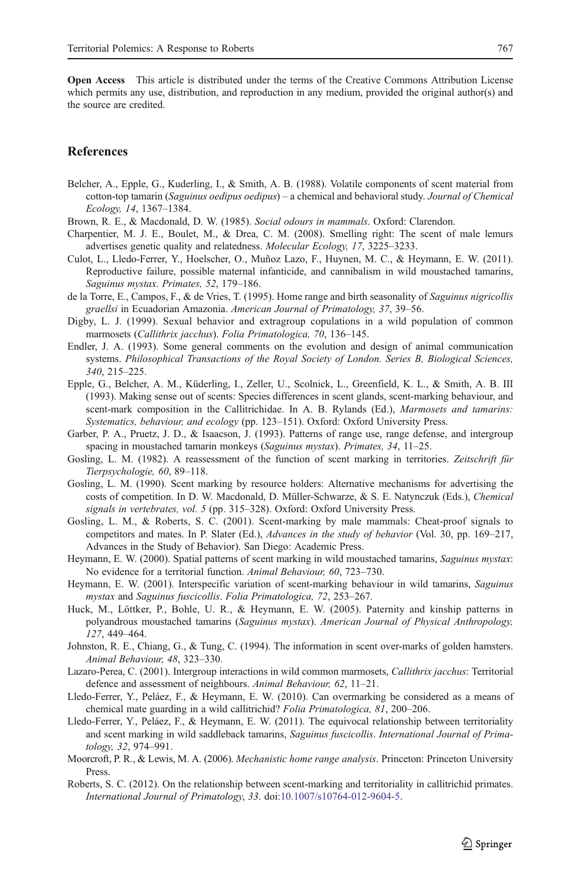**Open Access** This article is distributed under the terms of the Creative Commons Attribution License which permits any use, distribution, and reproduction in any medium, provided the original author(s) and the source are credited.

## References

Belcher, A., Epple, G., Kuderling, I., & Smith, A. B. (1988). Volatile components of scent material from cotton-top tamarin (*Saguinus oedipus oedipus*) – a chemical and behavioral study. *Journal of Chemical Ecology, 14*, 1367–1384.

Brown, R. E., & Macdonald, D. W. (1985). *Social odours in mammals*. Oxford: Clarendon.

Charpentier, M. J. E., Boulet, M., & Drea, C. M. (2008). Smelling right: The scent of male lemurs advertises genetic quality and relatedness. *Molecular Ecology, 17*, 3225–3233.

Culot, L., Lledo-Ferrer, Y., Hoelscher, O., Muñoz Lazo, F., Huynen, M. C., & Heymann, E. W. (2011). Reproductive failure, possible maternal infanticide, and cannibalism in wild moustached tamarins, *Saguinus mystax*. *Primates, 52*, 179–186.

de la Torre, E., Campos, F., & de Vries, T. (1995). Home range and birth seasonality of *Saguinus nigricollis graellsi* in Ecuadorian Amazonia. *American Journal of Primatology, 37*, 39–56.

Digby, L. J. (1999). Sexual behavior and extragroup copulations in a wild population of common marmosets (*Callithrix jacchus*). *Folia Primatologica, 70*, 136–145.

Endler, J. A. (1993). Some general comments on the evolution and design of animal communication systems. *Philosophical Transactions of the Royal Society of London. Series B, Biological Sciences, 340*, 215–225.

Epple, G., Belcher, A. M., Küderling, I., Zeller, U., Scolnick, L., Greenfield, K. L., & Smith, A. B. III (1993). Making sense out of scents: Species differences in scent glands, scent-marking behaviour, and scent-mark composition in the Callitrichidae. In A. B. Rylands (Ed.), *Marmosets and tamarins: Systematics, behaviour, and ecology* (pp. 123–151). Oxford: Oxford University Press.

Garber, P. A., Pruetz, J. D., & Isaacson, J. (1993). Patterns of range use, range defense, and intergroup spacing in moustached tamarin monkeys (*Saguinus mystax*). *Primates, 34*, 11–25.

Gosling, L. M. (1982). A reassessment of the function of scent marking in territories. *Zeitschrift für Tierpsychologie, 60*, 89–118.

Gosling, L. M. (1990). Scent marking by resource holders: Alternative mechanisms for advertising the costs of competition. In D. W. Macdonald, D. Müller-Schwarze, & S. E. Natynczuk (Eds.), *Chemical signals in vertebrates, vol. 5* (pp. 315–328). Oxford: Oxford University Press.

Gosling, L. M., & Roberts, S. C. (2001). Scent-marking by male mammals: Cheat-proof signals to competitors and mates. In P. Slater (Ed.), *Advances in the study of behavior* (Vol. 30, pp. 169–217, Advances in the Study of Behavior). San Diego: Academic Press.

Heymann, E. W. (2000). Spatial patterns of scent marking in wild moustached tamarins, *Saguinus mystax*: No evidence for a territorial function. *Animal Behaviour, 60*, 723–730.

Heymann, E. W. (2001). Interspecific variation of scent-marking behaviour in wild tamarins, *Saguinus mystax* and *Saguinus fuscicollis*. *Folia Primatologica, 72*, 253–267.

Huck, M., Löttker, P., Bohle, U. R., & Heymann, E. W. (2005). Paternity and kinship patterns in polyandrous moustached tamarins (*Saguinus mystax*). *American Journal of Physical Anthropology, 127*, 449–464.

Johnston, R. E., Chiang, G., & Tung, C. (1994). The information in scent over-marks of golden hamsters. *Animal Behaviour, 48*, 323–330.

Lazaro-Perea, C. (2001). Intergroup interactions in wild common marmosets, *Callithrix jacchus*: Territorial defence and assessment of neighbours. *Animal Behaviour, 62*, 11–21.

Lledo-Ferrer, Y., Peláez, F., & Heymann, E. W. (2010). Can overmarking be considered as a means of chemical mate guarding in a wild callitrichid? *Folia Primatologica, 81*, 200–206.

Lledo-Ferrer, Y., Peláez, F., & Heymann, E. W. (2011). The equivocal relationship between territoriality and scent marking in wild saddleback tamarins, *Saguinus fuscicollis*. *International Journal of Primatology, 32*, 974–991.

Moorcroft, P. R., & Lewis, M. A. (2006). *Mechanistic home range analysis*. Princeton: Princeton University Press.

Roberts, S. C. (2012). On the relationship between scent-marking and territoriality in callitrichid primates. *International Journal of Primatology, 33*. doi:10.1007/s10764-012-9604-5.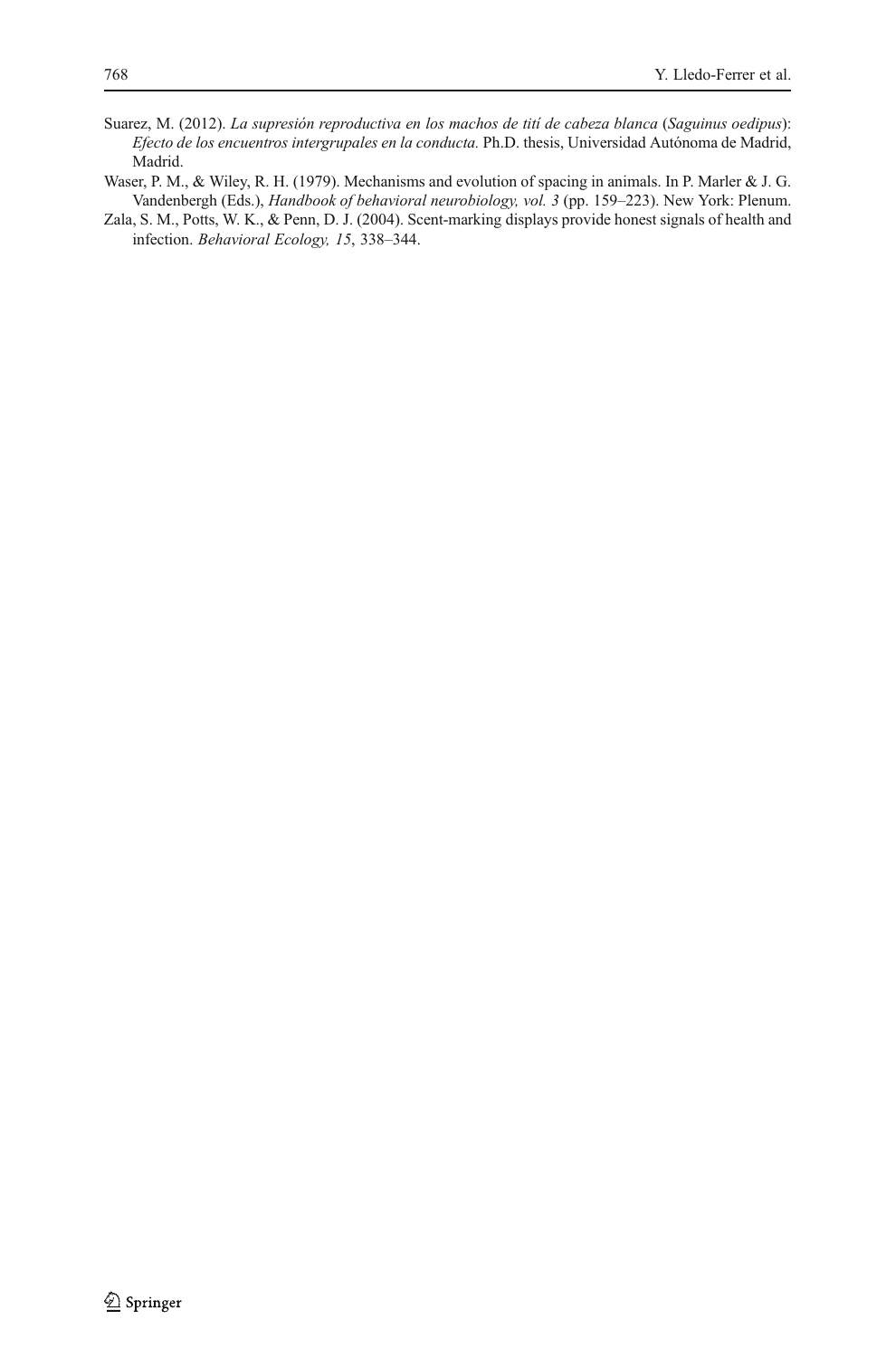Suarez, M. (2012). *La supresión reproductiva en los machos de tití de cabeza blanca* (*Saguinus oedipus*): *Efecto de los encuentros intergrupales en la conducta.* Ph.D. thesis, Universidad Autónoma de Madrid, Madrid.

Waser, P. M., & Wiley, R. H. (1979). Mechanisms and evolution of spacing in animals. In P. Marler & J. G. Vandenbergh (Eds.), *Handbook of behavioral neurobiology, vol. 3* (pp. 159–223). New York: Plenum.

Zala, S. M., Potts, W. K., & Penn, D. J. (2004). Scent-marking displays provide honest signals of health and infection. *Behavioral Ecology, 15*, 338–344.